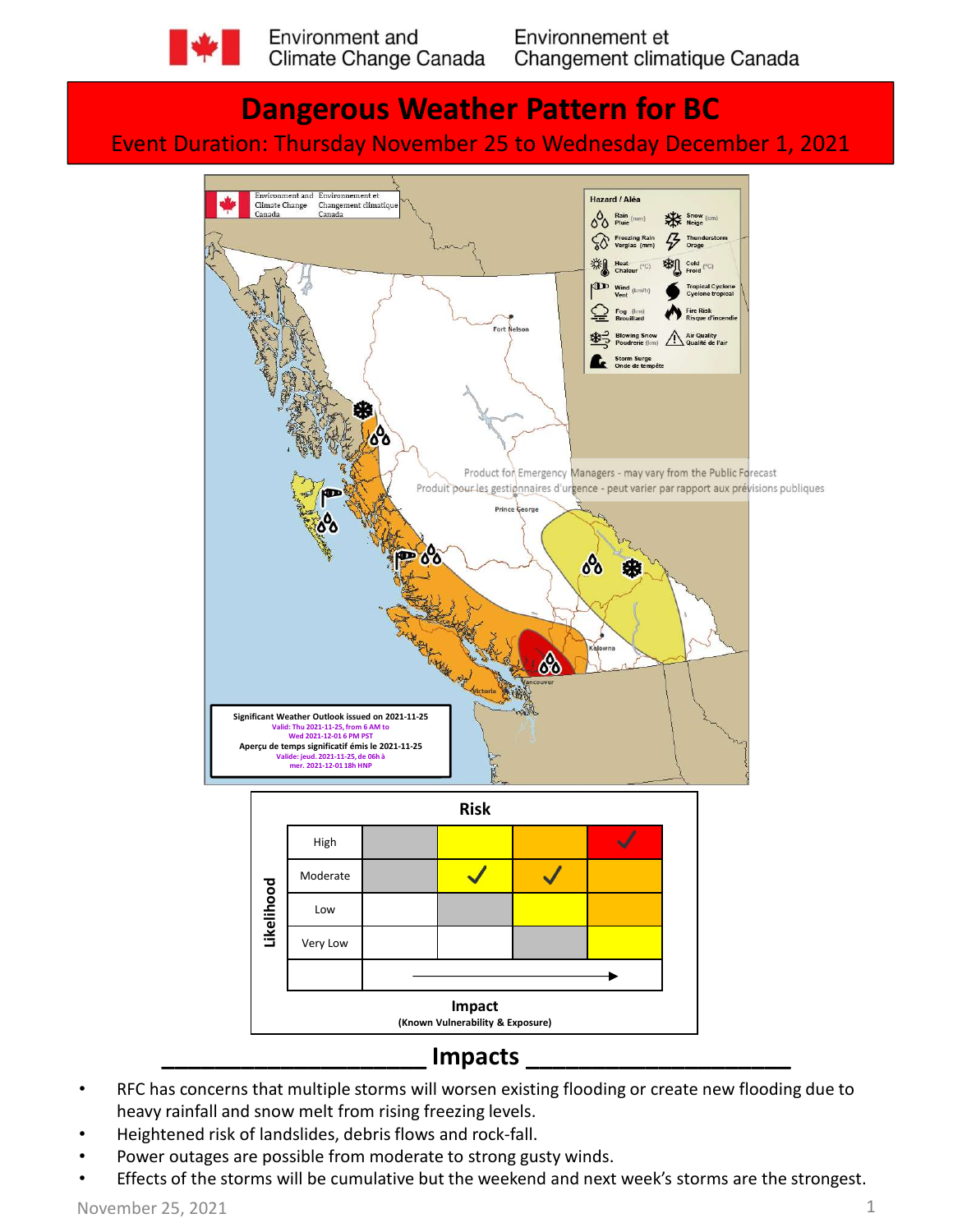Environment and Climate Change Canada | Environnement et Changement climatique Canada

# Dangerous Weather Pattern for BC

Event Duration: Thursday November 25 to Wednesday December 1, 2021

Hazard / Aléa

- Rain (mm) / Pluie
- Snow (cm) / Neige
- Freezing Rain (mm) / Verglas
- Thunderstorm / Orage
- Heat (°C) / Chaleur
- Cold (°C) / Froid
- Wind (km/h) / Vent
- Tropical Cyclone / Cyclone tropical
- Fog (km) / Brouillard
- Fire Risk / Risque d'incendie
- Blowing Snow (km) / Poudrerie
- Air Quality / Qualité de l'air
- Storm Surge / Onde de tempête

Product for Emergency Managers - may vary from the Public Forecast
Produit pour les gestionnaires d'urgence - peut varier par rapport aux prévisions publiques

Fort Nelson, Prince George, Kelowna, Vancouver, Victoria

**Significant Weather Outlook issued on 2021-11-25**
Valid: Thu 2021-11-25, from 6 AM to Wed 2021-12-01 6 PM PST

**Aperçu de temps significatif émis le 2021-11-25**
Valide: jeud. 2021-11-25, de 06h à mer. 2021-12-01 18h HNP

**Risk**

| Likelihood | | | | |
|---|---|---|---|---|
| High | | | | ✓ |
| Moderate | | ✓ | ✓ | |
| Low | | | | |
| Very Low | | | | |

**Impact** (Known Vulnerability & Exposure) →

## Impacts

- RFC has concerns that multiple storms will worsen existing flooding or create new flooding due to heavy rainfall and snow melt from rising freezing levels.
- Heightened risk of landslides, debris flows and rock-fall.
- Power outages are possible from moderate to strong gusty winds.
- Effects of the storms will be cumulative but the weekend and next week's storms are the strongest.

November 25, 2021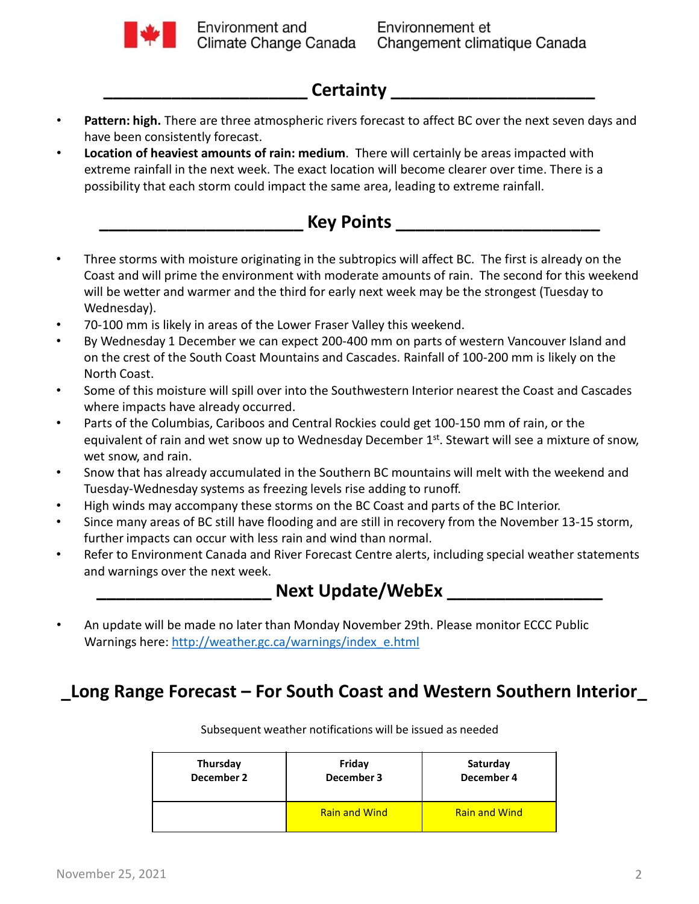## Certainty

- **Pattern: high.** There are three atmospheric rivers forecast to affect BC over the next seven days and have been consistently forecast.
- **Location of heaviest amounts of rain: medium**. There will certainly be areas impacted with extreme rainfall in the next week. The exact location will become clearer over time. There is a possibility that each storm could impact the same area, leading to extreme rainfall.

## Key Points

- Three storms with moisture originating in the subtropics will affect BC. The first is already on the Coast and will prime the environment with moderate amounts of rain. The second for this weekend will be wetter and warmer and the third for early next week may be the strongest (Tuesday to Wednesday).
- 70-100 mm is likely in areas of the Lower Fraser Valley this weekend.
- By Wednesday 1 December we can expect 200-400 mm on parts of western Vancouver Island and on the crest of the South Coast Mountains and Cascades. Rainfall of 100-200 mm is likely on the North Coast.
- Some of this moisture will spill over into the Southwestern Interior nearest the Coast and Cascades where impacts have already occurred.
- Parts of the Columbias, Cariboos and Central Rockies could get 100-150 mm of rain, or the equivalent of rain and wet snow up to Wednesday December 1st. Stewart will see a mixture of snow, wet snow, and rain.
- Snow that has already accumulated in the Southern BC mountains will melt with the weekend and Tuesday-Wednesday systems as freezing levels rise adding to runoff.
- High winds may accompany these storms on the BC Coast and parts of the BC Interior.
- Since many areas of BC still have flooding and are still in recovery from the November 13-15 storm, further impacts can occur with less rain and wind than normal.
- Refer to Environment Canada and River Forecast Centre alerts, including special weather statements and warnings over the next week.

## Next Update/WebEx

- An update will be made no later than Monday November 29th. Please monitor ECCC Public Warnings here: http://weather.gc.ca/warnings/index_e.html

## Long Range Forecast – For South Coast and Western Southern Interior

Subsequent weather notifications will be issued as needed

| Thursday December 2 | Friday December 3 | Saturday December 4 |
|---|---|---|
| | Rain and Wind | Rain and Wind |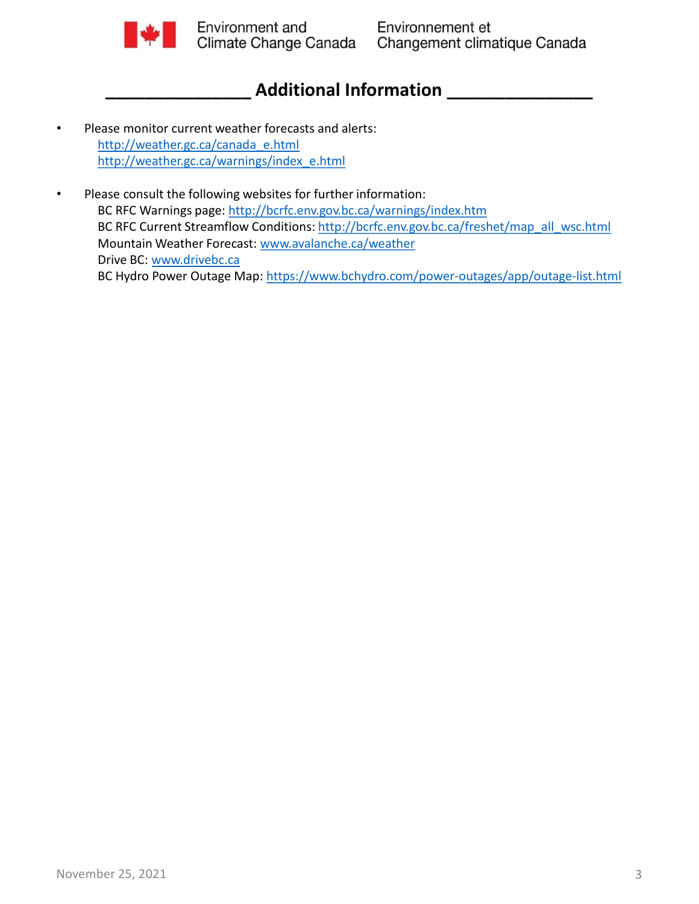## Additional Information

- Please monitor current weather forecasts and alerts:
  http://weather.gc.ca/canada_e.html
  http://weather.gc.ca/warnings/index_e.html

- Please consult the following websites for further information:
  BC RFC Warnings page: http://bcrfc.env.gov.bc.ca/warnings/index.htm
  BC RFC Current Streamflow Conditions: http://bcrfc.env.gov.bc.ca/freshet/map_all_wsc.html
  Mountain Weather Forecast: www.avalanche.ca/weather
  Drive BC: www.drivebc.ca
  BC Hydro Power Outage Map: https://www.bchydro.com/power-outages/app/outage-list.html